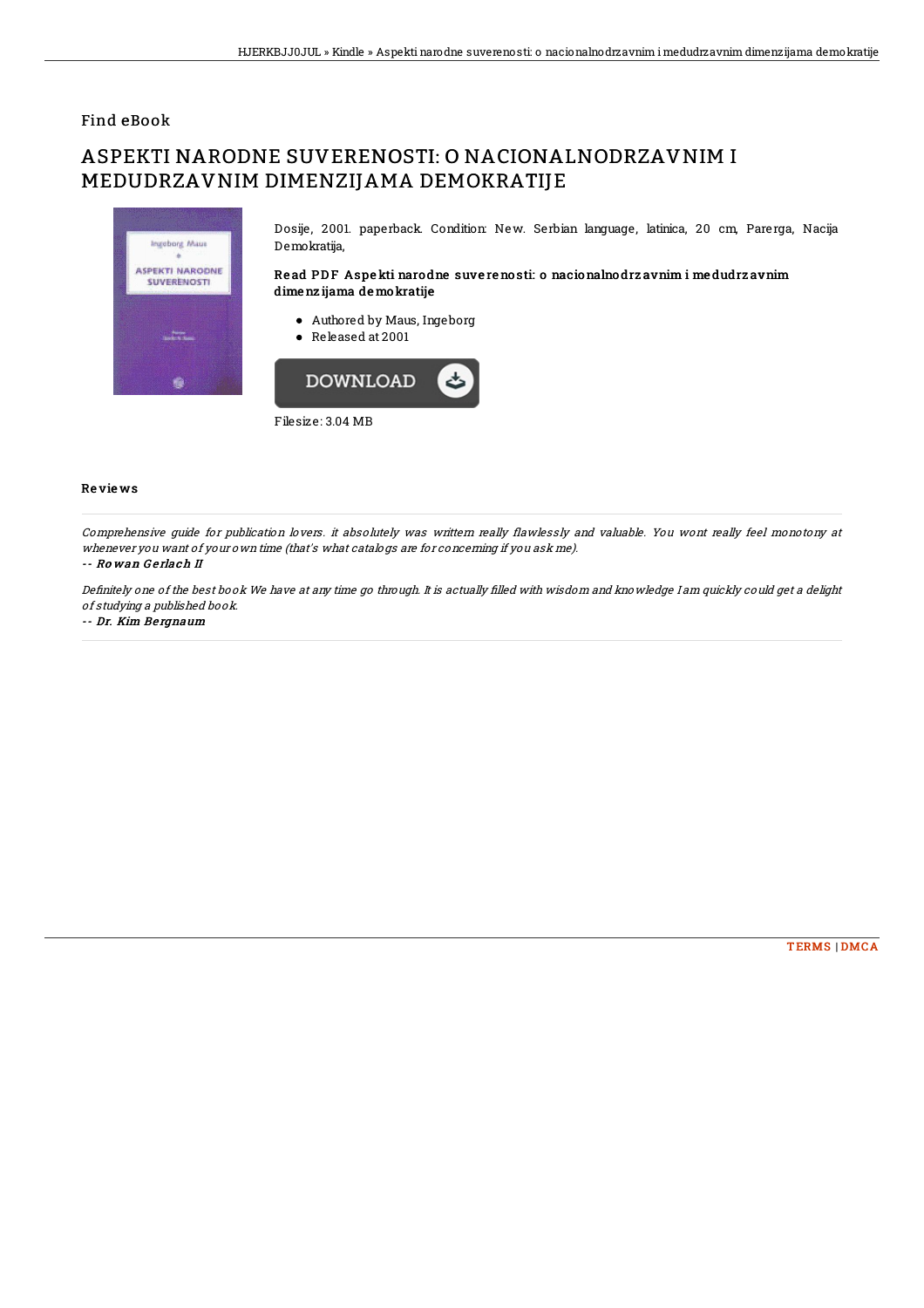Find eBook

# ASPEKTI NARODNE SUVERENOSTI: O NACIONALNODRZAVNIM I MEDUDRZAVNIM DIMENZIJAMA DEMOKRATIJE

Dosije, 2001. paperback. Condition: New. Serbian language, latinica, 20 cm, Parerga, Nacija Demokratija,

### Read PDF Aspekti narodne suverenosti: o nacionalnodrzavnim i medudrzavnim dimenzijama demokratije

- Authored by Maus, Ingeborg
- Released at 2001

DOWNLOAD

Filesize: 3.04 MB

## Reviews

*Comprehensive guide for publication lovers. it absolutely was writtern really flawlessly and valuable. You wont really feel monotony at whenever you want of your own time (that's what catalogs are for concerning if you ask me).*

-- **Rowan Gerlach II**

*Definitely one of the best book We have at any time go through. It is actually filled with wisdom and knowledge I am quickly could get a delight of studying a published book.*

-- **Dr. Kim Bergnaum**

TERMS | DMCA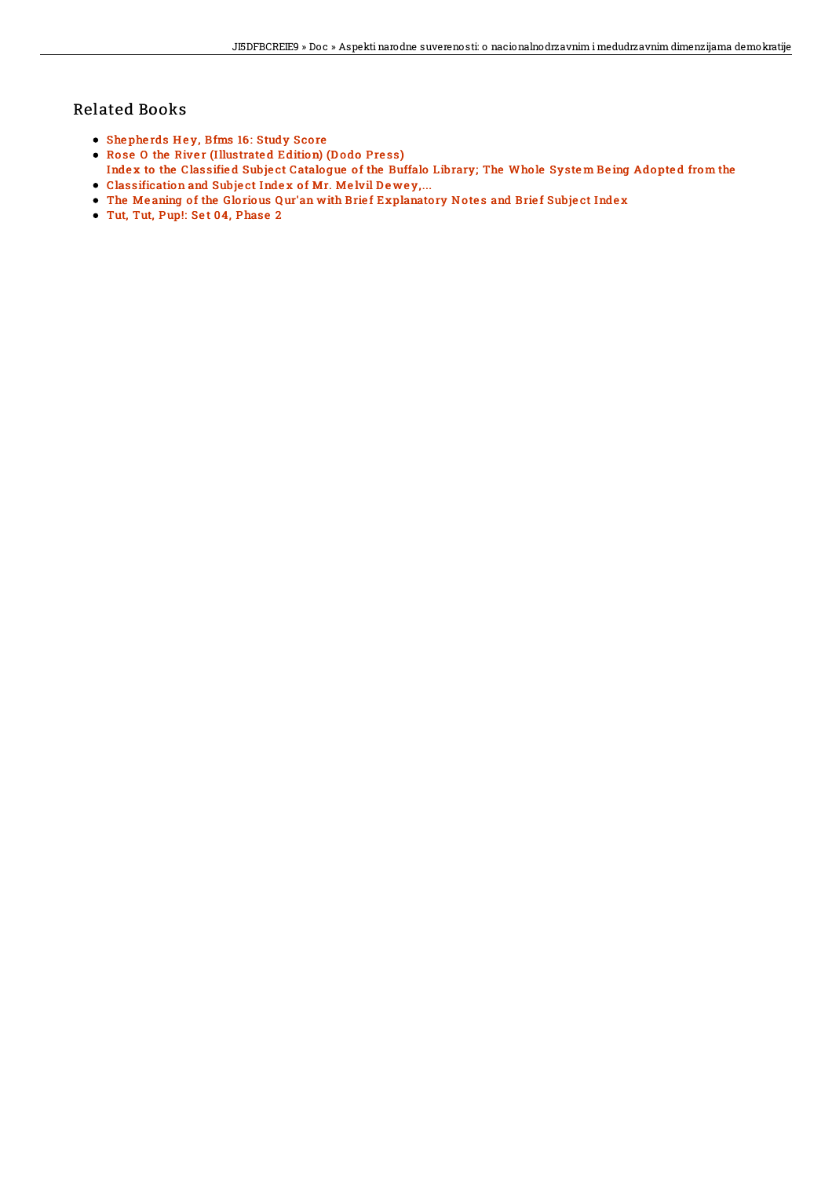## Related Books

- Shepherds Hey, Bfms 16: Study Score
- Rose O the River (Illustrated Edition) (Dodo Press)
- Index to the Classified Subject Catalogue of the Buffalo Library; The Whole System Being Adopted from the Classification and Subject Index of Mr. Melvil Dewey,...
- The Meaning of the Glorious Qur'an with Brief Explanatory Notes and Brief Subject Index
- Tut, Tut, Pup!: Set 04, Phase 2